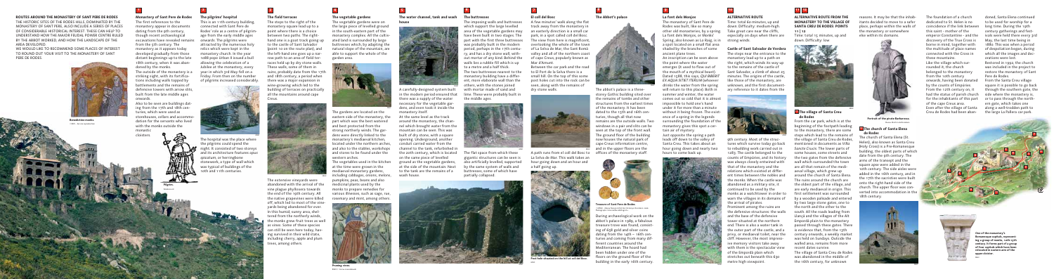# ROUTES AROUND THE MONASTERY OF SANT PERE DE RODES

THE HISTORIC SITES OF THE RODES HILLS, DOMINATED BY THE MONASTERY OF SANT PERE, ALSO INCLUDE A SERIES OF PLACES OF CONSIDERABLE HISTORICAL INTEREST. THESE CAN HELP TO UNDERSTAND HOW THE MAJOR FEUDAL POWER CENTRE RULED BY THE ABBOT WORKED, AND HOW THE LANDSCAPE OF THE AREA DEVELOPED.

WE WOULD LIKE TO RECOMMEND SOME PLACES OF INTEREST TO ROUND OUT YOUR VISIT TO THE MONASTERY OF SANT PERE DE RODES.

Benedictine monks

## 1 Monastery of Sant Pere de Rodes

The first references to the monastery appear in documents dating from the 9th century, though recent archaeological excavations have revealed remains from the 5th century. The monastery as it appears today developed gradually from three distant beginnings up to the late 18th century, when it was abandoned by the monks.

The outside of the monastery is a striking sight, with its fortifications including walls topped by battlements and the remains of defensive towers with arrow slits, built from the late middle ages onwards.

Also to be seen are buildings dating from the 17th and 18th centuries, which were used as storehouses, cellars and accommodation for the servants who lived with the monks outside the monastic cloisters.

## 2 The pilgrims' hospital

This is an 11th-century building, connected with Sant Pere de Rodes' role as a centre of pilgrimage from the early middle ages onwards. The pilgrims were attracted by the numerous holy relics which were kept in the monastery church. In the year 1088 pope Urban II issued a bull allowing the celebration of a Jubilee at the monastery, every year in which 3rd May fell on a Friday. From then on the number of pilgrims increased considerably.

The hospital was the place where the pilgrims could spend the night. It consisted of two storeys and its architecture features *opus spicatum*, or herringbone stonework, a type of wall which was typical of buildings of the 10th and 11th centuries.

Pilgrim.

## 3 The field terraces

The steps to the right of the monastery square lead up to a point where there is a choice between two paths. The right-hand one is a goat track going up to the castle of Sant Salvador (point 10 on the route plan), and the left-hand one goes up a narrow path to an area of field terraces held up by dry stone walls. These walls, some of them in ruins, probably date from the 17th and 18th century, a period when there was a major expansion in wine-growing which led to the building of terraces on practically all the mountains around cape Creus.

The extensive vineyards were abandoned with the arrival of the vine plague phylloxera towards the end of the 19th century. All the native grapevines were killed off, which led to most of the vineyards being abandoned for ever. In this humid, sunny area, sheltered from the northerly winds, the monks grew fruit trees as well as vines. Some of these species can still be seen here today, having survived in their wild state, including cherry, apple and plum trees, among others.

Pruning vines

## 4 The vegetable gardens

The vegetable gardens were on the large piece of levelled ground in the south-eastern part of the monastery complex. All the cultivated land is surrounded by large buttresses which, by adapting the natural slope of the mountain, are able to support the whole of the garden area.

The gardens are located on the eastern side of the monastery, the part which was the best watered and best protected from the strong northerly winds. The gardens were directly linked to the monastery's medieval kitchen, located under the northern arches, and also to the stables, workshops and stores to be found under the western arches.

The vegetables used in the kitchen at the time were grown in the medieval monastery gardens, including cabbages, onions, melons, pumpkins, peas, beans and also medicinal plants used by the monks to prepare remedies for various illnesses, such as sage, rue, rosemary and mint, among others.

## 5 The water channel, tank and wash house

A carefully-designed system built in the modern period ensured that there was a supply of the water necessary for the vegetable gardens, and even took it inside the monastery itself.

At the same level as the track around the monastery, the channel which brought water from the mountain can be seen. This was built of dry stone, with a square opening. Underground, another conduit carried water from the channel to the tank, refurbished in the 20th century, which is located on the same piece of levelled ground as the vegetable gardens, at the side of the mountain. Next to the tank are the remains of a wash house.

## 6 The buttresses

The imposing walls and buttresses which support the large levelled area of the vegetable gardens may have been built in two stages. The part with the first three buttresses was probably built in the modern period, perhaps in the 17th century, and has a dry stone wall, without mortar of any kind. Behind the walls lies a rubble fill which is up to a metre and a half thick.

The two buttresses nearest to the monastery building have a different, more elaborate wall than the others, with the stones joined with mortar made of sand and lime. These were probably built in the middle ages.

The flat space from which these gigantic structures can be seen is also artificially levelled, supported by the same system of walls and buttresses, some of which have partially collapsed.

## 7 El coll del Bosc

A few minutes' walk along the flat track away from the monastery in an easterly direction is a small car park, in a spot called coll del Bosc. The view from here is magnificent, overlooking the whole of the town of La Selva de Mar, the Sant Romà valley and all of the northern coast of cape Creus, popularly known as Mar d'Amunt.

Between the car park and the road to El Port de la Selva there is a small hill. On the top of this some post holes cut into the rock can be seen, along with the remains of dry stone walls.

A path runs from el coll del Bosc to La Selva de Mar. This walk takes an hour going down and an hour and a half going up.

Post-hole situated on the hill at coll del Bosc

## 8 The Abbot's palace

The abbot's palace is a three-storey Gothic building sited over the remains of tombs and other structures from the earliest times of the monastery. It has been dated to the 13th and 14th centuries, though all that now remains are the outside walls. Two windows in a pair and tracks can be seen at the top of the front wall. The ground floor of the building now houses the natural park of cape Creus information centre, and in the upper floors are the offices of the monastery staff.

Treasure of Sant Pere de Rodes.

During archaeological work on the abbot's palace in 1989, a fabulous treasure trove was found, consisting of 698 gold and silver coins dating from the 14th – 16th centuries and coming from many different countries around the Mediterranean. The hoard had been hidden under one of the floors on the ground floor of the building in the early 16th century.

## 9 La font dels Monjos

The monastery of Sant Pere de Rodes was built, like so many other old monasteries, by a spring. La font dels Monjos, or Monks' Spring, also known as La Reig, is in a spot located on a small flat area shaded by the branches of some ancient plane trees.

An inscription can be seen above the point where the water emerges (it used to flow out of the mouth of a mythical beast). Dated 1588, this says, *QUI BIBERIT EX AQUA SITIET ITERUM* (whoever drinks the water from the spring will return to this place). Both in summer and winter, the water comes out so cold that it is almost impossible to hold one's hand under it for more than a minute without it being frozen. The existence of a spring in the legends surrounding the foundation of the monastery gives this spot a certain air of mystery.

Just opposite the spring a path leads off down to the valley of Santa Creu. This takes about an hour going down and nearly two hours to come back up.

## 10 ALTERNATIVE ROUTE

Time: total 60 minutes, up and down. Difficulty: medium-high. Take great care near the cliffs, especially on days when there are strong winds.

### Castle of Sant Salvador de Verdera

The steps near the entrance to the monastery lead up to a path on the right, which winds its way up to the remains of the castle of Sant Salvador, a climb of about 25 minutes. The origins of the castle, like those of the monastery, are unknown, and the first documentary reference to it dates from the 9th century. Most of the structures which survive today go back to rebuilding work carried out in 1283. The castle belonged to the counts of Empúries, and its history was always closely entwined with that of the monastery and the relations which existed at different times between the nobles and the monks. When the castle was abandoned as a military site, it continued to be used by the monks as a watchtower in order to warn the villages in its domains of the arrival of pirates.

Prominent among the ruins are the defensive structures: the walls and the base of the defensive tower situated at the northern end. There is also a water tank in the outer part of the castle, and a privy, or mediaeval toilet, near the cliff. However, the most impressive memory visitors take away with them is the spectacular view of the Empordà plain which stretches out beneath this 630 metre high viewpoint.

## 11 ALTERNATIVE ROUTE TO THE VILLAGE OF SANTA CREU DE RODES (POINTS 11 | 12

Time: total 15 minutes, up and down. Difficulty: low

## 12 The village of Santa Creu de Rodes

From the car park, which is at the beginning of the footpath leading to the monastery, there are some steps which lead to the remains of the village of Santa Creu de Rodes, mentioned in documents as *Villa Sancte Crucis*. The lower parts of some houses, some streets and the two gates from the defensive wall which surrounded the town are all that remain of the medieval village, which grew up around the church of Santa Elena. The ruins around the church are the oldest part of the village, and are early mediaeval in origin. This first settlement was surrounded by a wooden palisade and entered by two large stone gates, one to the north and the other to the south. All the roads leading from Llançà and the villages of the Alt Empordà plain to the monastery passed through these gates. There is evidence that, from the 13th century onwards, a weekly market was held on Sundays. Outside the walled area, remains from more recent dates survive.

The village of Santa Creu de Rodes was abandoned in the middle of the 16th century, for unknown reasons. It may be that the inhabitants decided to move to a safer place, perhaps within the walls of the monastery or somewhere else within its domains.

Portrait of the pirate Barbarossa.

## 13 The church of Santa Elena de Rodes

The church of Santa Elena (St. Helen), also known as Santa Creu (Holy Cross) is a Pre-Romanesque building, the oldest parts of which date from the 9th century. The arms of the transept and the square apse were added in the 10th century. The side aisles were added in the 16th century, and in the 17th the sacristies were built onto the right-hand side of the church. The upper floor was converted into accommodation in the 18th century.

The foundation of a church dedicated to St. Helen is no coincidence if the link between this saint - mother of the emperor Constantine - and the discovery of the True Cross is borne in mind, together with the multitude of place names connected with the Cross in these mountains.

Like the village which surrounded it, the church belonged to the monastery from the 10th century onwards, having been donated by the counts of Empúries. From the 12th century on, it had the status of parish church for the inhabitants of this part of the cape Creus area.

Even after the village of Santa Creu de Rodes had been abandoned, Santa Elena continued to be used for worship for a long time. During the 19th century gatherings and festivals were held there every 3rd May, the last time being in 1880. This was when a period of desolation began, during which all the images and decorations were lost.

Restored in 1992, the church was included in the project to restore the monastery of Sant Pere de Rodes.

From the Santa Creu village square it is possible to go back through the eastern gate, the side where the monastery is, or to pass through the northern gate, which takes one up to a well-trodden path to the large La Pollera car park.

One of the monastery's Romanesque capitals, representing a group of monks, 12th-13th century. It forms part of a group of four capitals which have been relocated to eastern arm of the upper cloister.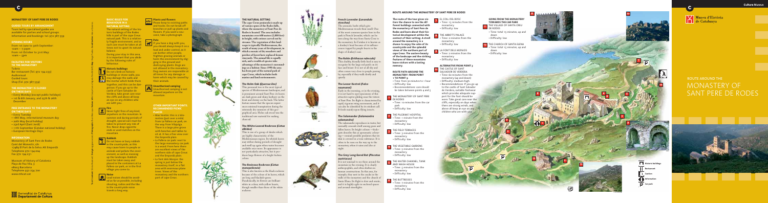# MONASTERY OF SANT PERE DE RODES

## GUIDED TOURS BY ARRANGEMENT

Tours led by specialised guides are available for particular and school groups. Information and bookings: tel. 972 387 559

## OPENING HOURS

From 1st June to 30th September: 10am – 7.30pm
From 1st October to 31st May: 10am – 5pm

## FACILITIES FOR VISITORS TO THE MONASTERY

Toilets
Bar restaurant (Tel. 972 194 233)
Audiovisual
Guided tours
Shop (Tel. 972 387 559)

## THE MONASTERY IS CLOSED ON THESE DAYS

- Every Monday (except public holidays)
- 1st & 6th January, and 25th & 26th December

## FREE ENTRANCE TO THE MONASTERY ON THESE DAYS

- Every Tuesday
- 18th May, international museum day
- 29th May (local holiday)
- 23rd April (Sant Jordi)
- 11th September (Catalan national holiday)
- European Heritage Days

## INFORMATION

Monastery of Sant Pere de Rodes
Camí del Monestir, s/n
17489 El Port de la Selva. Alt Empordà
Telephone 972 194 004
Fax 972 194 013

Museum of History of Catalonia
Plaça de Pau Vila, 3
08003 Barcelona
Telephone 932 254 700
www.mhcat.net

Generalitat de Catalunya
Departament de Cultura

## BASIC RULES FOR BEHAVIOUR IN A NATURAL SETTING

The natural setting of the historic buildings of the Rodes hills is part of the same protected natural park. This is a relationship to a fragile environment, and as such care must be taken at all times not to upset its natural balance.

During your stay in this area, it is important that you abide by the following rules of behaviour.

### Historic buildings

Do not climb on historic buildings or stone walls, you could damage the walls and the mortar which holds them together, and this can be dangerous. If you go up to the castle of Sant Salvador de Verdera, take great care near the cliffs and always keep an eye on any children who are with you.

### Fire

Never light fires of any kind, anywhere on the mountain. In summer and during periods of drought, special care must be taken to prevent any risk of fire. Never drop cigarette ends or used matches on the mountain.

### Rubbish

Do not leave or bury rubbish in the countryside, as this may cause harm to people or animals and pollute the environment, as well as messing up the landscape. Rubbish must be taken away and placed in the containers at La Pallera car park, or in the first village you come to.

### Noise

Loud noises should be avoided as far as possible, including shouting, radios and the like. In the countryside noise travels a long way.

### Plants and flowers

Please keep to existing paths and tracks. Do not break off branches or pull up plants and flowers. If you want a souvenir, take a photograph.

### Pets

If you have a dog with you, you should always keep it on a lead and under control, as it can bother other people, frighten grazing animals or harm the environment by digging in the ground and destroying plants. Dogs are not allowed in the monastery. Dog owners are responsible at all times for any damage or harm which may be caused by their animals.

### Unauthorised camping

Unauthorised camping is not allowed anywhere on the mountain.

## THE NATURAL SETTING

**The cape Creus peninsula is made up of various parts of the Rodes hills, where the monastery of Sant Pere de Rodes is located. The area includes mountains over 600 metres (2,000 feet) in height, with ravines carved out by streams. The vegetation of the landscape is typical Mediterranean, the result of many years of development, in which a mosaic of dry meadows and patches of forest have replaced former vineyards. The animal life is equally rich, and a wealth of species take advantage of the monastery's surroundings as a habitat. Since 1998 the area has been part of the natural park of cape Creus, which includes both marine and land environments.**

### The Holm Oak *(Quercus ilex)*

This perennial tree is the most typical species of Mediterranean landscapes, and is prominent around Sant Pere de Rodes on dark green and shiny leaves, on the most and thorny on the holm. The holm feature means that the species experiences minimal transpiration during the extremely dry summers of the geographical area. Holm oak wood was the traditional raw material for making charcoal.

### The White-Leaved Rockrose *(Cistus albidus)*

This is one of a group of shrubs which are highly characteristic of the Mediterranean region. Its whitish leaves may wither during periods of drought and swell up again when winter becomes available once more. Its appearance is not particularly attractive, but it produces large flowers of a bright fuchsia colour.

### The Bestious Rockrose *(Cistus monspeliensis)*

This is also known as the black rockrose because of the colour of its leaves, which are long and blackish-green. Paradoxically, its flowers are brilliant white in colour, with yellow hearts, though smaller than those of the white rockrose.

## OTHER IMPORTANT POINTS. RECOMMENDED PICNIC PLACES

- Mas Ventós: this is a kilometre point (just over a mile) from La Pallera car park, on the way from Vilajuïga. There is a large pine grove with benches and tables to sit at. It has a fine view over the Empordà plain.
- La Pallera car park: next to the large monastery car park is a wood. From here there are excellent views of the northern side of cape Creus and the Empordà plain.
- La Font dels Monjos: the spring is just below the monastery itself, is a flat area with enormous plane trees. Views of the monastery and the northern part of Cape Creus.

### French Lavender *(Lavandula stoechas)*

The aromatic herbs which give Mediterranean woods their smell. One of the most common species here in the park is French lavender which can be seen along the way from Santa Creu to the monastery. In Catalan it is known as a donkey's head because of its inflorescences topped by purple bracts in the shape of donkey's ears.

### The Robin *(Erithacus rubecula)*

This chubby, friendly little bird is easy to recognise by the large red patch on its face and breast. It is not at all shy and often comes very close to people passing by, especially if they walk slowly and quietly.

### The Lesser Kestrel *(Falco naumanni)*

Early in the morning, or in the evening, it is not hard to spot specimens of this attractive raptor gliding near the towers of Sant Pere. Its flight is characterised by rapid, vigorous wing movements, and it can also be identified by its strident call. It feeds mainly upon flying insects.

### The Salamander *(Salamandra salamandra)*

The salamander reproduces in water, but normally conceals itself among grass and fallen leaves. Its bright colours – blackish-green describe that an aposematic colouring – warning possible predators that its skin is covered in a toxic substance. It is often to be seen on the way up to the monastery, when it rains and also at night.

### The Grey Long-Eared Bat *(Plecotus austriacus)*

It is not unusual to see them around the mountain in the evening. It is clearly anthropophilic and often shelters in human constructions. In this area, for example, they nest in the cracks in the walls of the monastery and the church of Santa Elena. Its flight is slow and erratic, and it is highly agile in enclosed spaces and around streetlights.

## ROUTE AROUND THE MONASTERY OF SANT PERE DE RODES

**The route of the tour gives visitors the chance to see the different buildings connected with the monastery of Sant Pere de Rodes and learn about their historical development within the context of their setting. A stroll around the monastery is a chance to enjoy the sites of its countryside and the splendid views of the northern part of cape Creus. The austere beauty of the landscape and the striking features of these mountains leave visitors with a lasting memory.**

**ROUTE PATH AROUND THE MONASTERY: FROM POINT 1 TO POINT 9**

- Time: from 50 minutes to 1 hour
- Difficulty: low
- Recommendations: care should be taken between points 4 and 5

**1** THE MONASTERY OF SANT PERE DE RODES
- Time: 10 minutes from the car park
- Difficulty: low

**2** THE PILGRIMS' HOSPITAL
- Time: 1 minute from the monastery
- Difficulty: low

**3** THE FIELD TERRACES
- Time: 3 minutes from the monastery
- Difficulty: low

**4** THE VEGETABLE GARDENS
- Time: 5 minutes from the monastery
- Difficulty: low

**5** THE WATER CHANNEL, TANK AND WASH HOUSE
- Time: 5 minutes from the monastery
- Difficulty: low

**6** THE BUTTRESSES
- Time: 7 minutes from the monastery
- Difficulty: low

**7** EL COLL DEL BOSC
- Time: 15 minutes from the monastery
- Difficulty: low

**8** THE ABBOT'S PALACE
- Time: 2 minutes from the monastery
- Difficulty: low

**9** LA FONT DELS MONJOS
- Time: 2 minutes from the monastery
- Difficulty: low

**ALTERNATIVE FROM POINT 3**

**10** THE CASTLE OF SANT SALVADOR DE VERDERA
- Time: 60 minutes from the monastery (up and down)
- Difficulty: medium-high
- Recommendations: If you go up to the castle of Sant Salvador de Verdera, suitable footwear which provides adequate support for the foot should be worn. Take great care near the cliffs, especially on days when there are strong winds, and above all keep an eye on any children who are with you.

**GOING FROM THE MONASTERY TOWARDS THE CAR PARK**

**11** THE VILLAGE OF SANTA CREU DE RODES
- Time: total 15 minutes, up and down
- Difficulty: low

**12** THE CHURCH OF SANTA ELENA
- Time: total 15 minutes, up and down
- Difficulty: low

Museu d'Història de Catalunya

# ROUTE AROUND THE MONASTERY OF SANT PERE DE RODES

Historic buildings
Restaurant
Toilets
Information
Car park